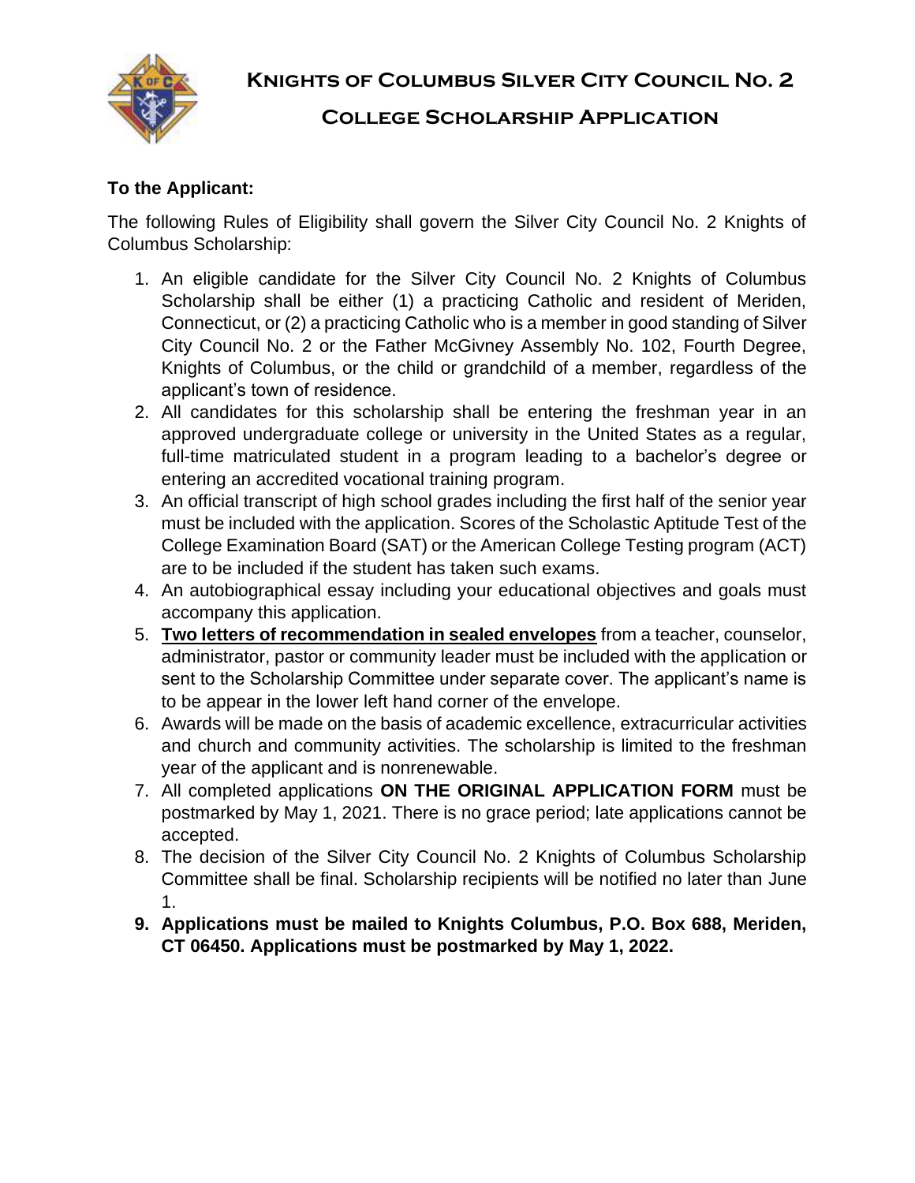# Knights of Columbus Silver City Council No. 2

## College Scholarship Application

**To the Applicant:**

The following Rules of Eligibility shall govern the Silver City Council No. 2 Knights of Columbus Scholarship:

1. An eligible candidate for the Silver City Council No. 2 Knights of Columbus Scholarship shall be either (1) a practicing Catholic and resident of Meriden, Connecticut, or (2) a practicing Catholic who is a member in good standing of Silver City Council No. 2 or the Father McGivney Assembly No. 102, Fourth Degree, Knights of Columbus, or the child or grandchild of a member, regardless of the applicant's town of residence.
2. All candidates for this scholarship shall be entering the freshman year in an approved undergraduate college or university in the United States as a regular, full-time matriculated student in a program leading to a bachelor's degree or entering an accredited vocational training program.
3. An official transcript of high school grades including the first half of the senior year must be included with the application. Scores of the Scholastic Aptitude Test of the College Examination Board (SAT) or the American College Testing program (ACT) are to be included if the student has taken such exams.
4. An autobiographical essay including your educational objectives and goals must accompany this application.
5. **Two letters of recommendation in sealed envelopes** from a teacher, counselor, administrator, pastor or community leader must be included with the application or sent to the Scholarship Committee under separate cover. The applicant's name is to be appear in the lower left hand corner of the envelope.
6. Awards will be made on the basis of academic excellence, extracurricular activities and church and community activities. The scholarship is limited to the freshman year of the applicant and is nonrenewable.
7. All completed applications **ON THE ORIGINAL APPLICATION FORM** must be postmarked by May 1, 2021. There is no grace period; late applications cannot be accepted.
8. The decision of the Silver City Council No. 2 Knights of Columbus Scholarship Committee shall be final. Scholarship recipients will be notified no later than June 1.
9. **Applications must be mailed to Knights Columbus, P.O. Box 688, Meriden, CT 06450. Applications must be postmarked by May 1, 2022.**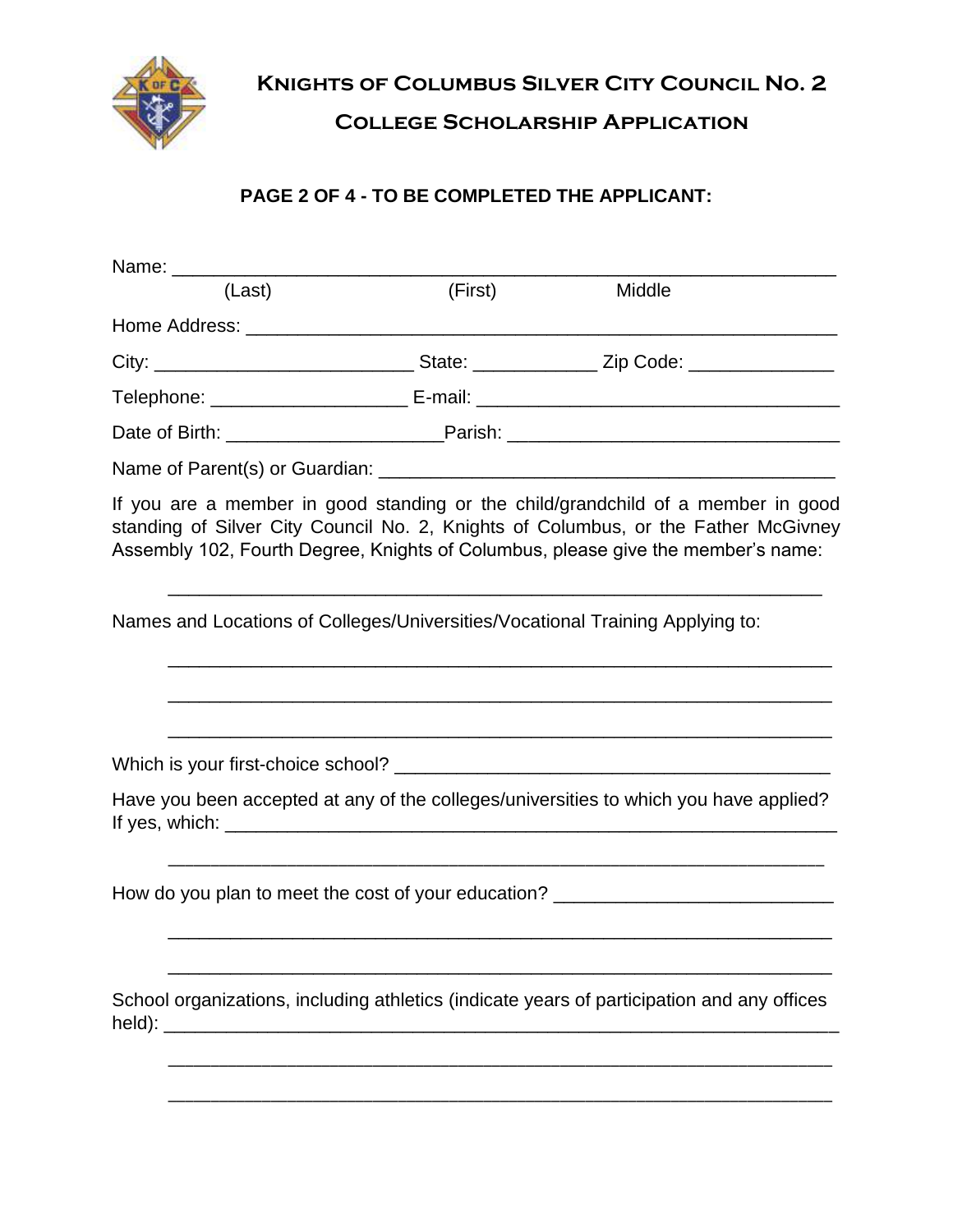# Knights of Columbus Silver City Council No. 2

## College Scholarship Application

**PAGE 2 OF 4 - TO BE COMPLETED THE APPLICANT:**

Name: ___________________________________________________________
(Last) (First) Middle

Home Address: ______________________________________________________

City: _________________________ State: ____________ Zip Code: ______________

Telephone: ___________________ E-mail: ___________________________________

Date of Birth: _____________________Parish: ________________________________

Name of Parent(s) or Guardian: ____________________________________________

If you are a member in good standing or the child/grandchild of a member in good standing of Silver City Council No. 2, Knights of Columbus, or the Father McGivney Assembly 102, Fourth Degree, Knights of Columbus, please give the member's name:

_______________________________________________________________

Names and Locations of Colleges/Universities/Vocational Training Applying to:

_______________________________________________________________

_______________________________________________________________

_______________________________________________________________

Which is your first-choice school? __________________________________________

Have you been accepted at any of the colleges/universities to which you have applied? If yes, which: _______________________________________________________________

_______________________________________________________________

How do you plan to meet the cost of your education? __________________________

_______________________________________________________________

_______________________________________________________________

School organizations, including athletics (indicate years of participation and any offices held): _________________________________________________________________

_______________________________________________________________

_______________________________________________________________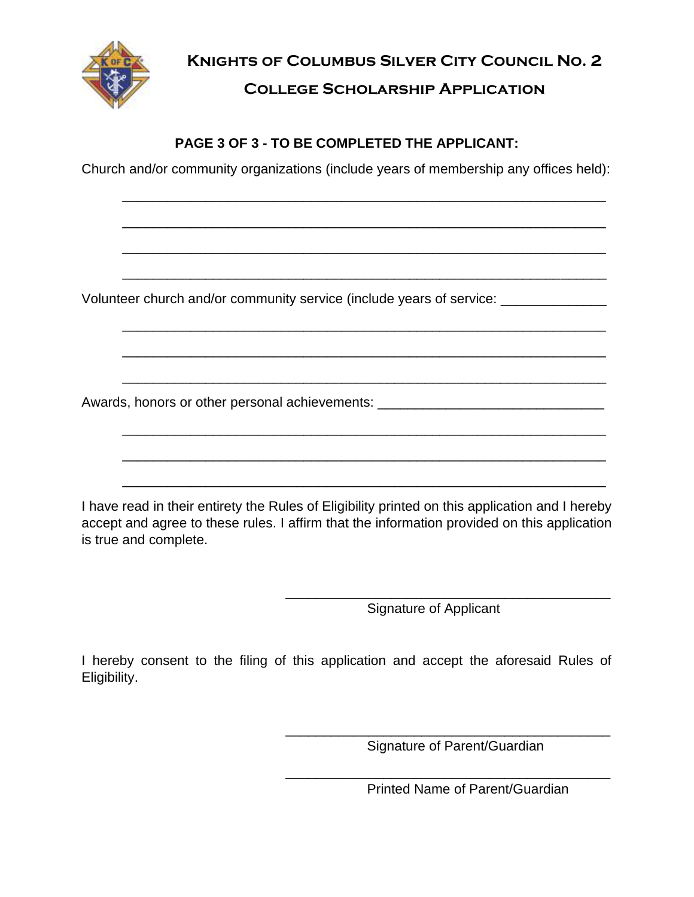# Knights of Columbus Silver City Council No. 2

## College Scholarship Application

**PAGE 3 OF 3 - TO BE COMPLETED THE APPLICANT:**

Church and/or community organizations (include years of membership any offices held):

_______________________________________________________________

_______________________________________________________________

_______________________________________________________________

_______________________________________________________________

Volunteer church and/or community service (include years of service: ______________

_______________________________________________________________

_______________________________________________________________

_______________________________________________________________

Awards, honors or other personal achievements: ______________________________

_______________________________________________________________

_______________________________________________________________

_______________________________________________________________

I have read in their entirety the Rules of Eligibility printed on this application and I hereby accept and agree to these rules. I affirm that the information provided on this application is true and complete.

___________________________________________

Signature of Applicant

I hereby consent to the filing of this application and accept the aforesaid Rules of Eligibility.

___________________________________________

Signature of Parent/Guardian

___________________________________________

Printed Name of Parent/Guardian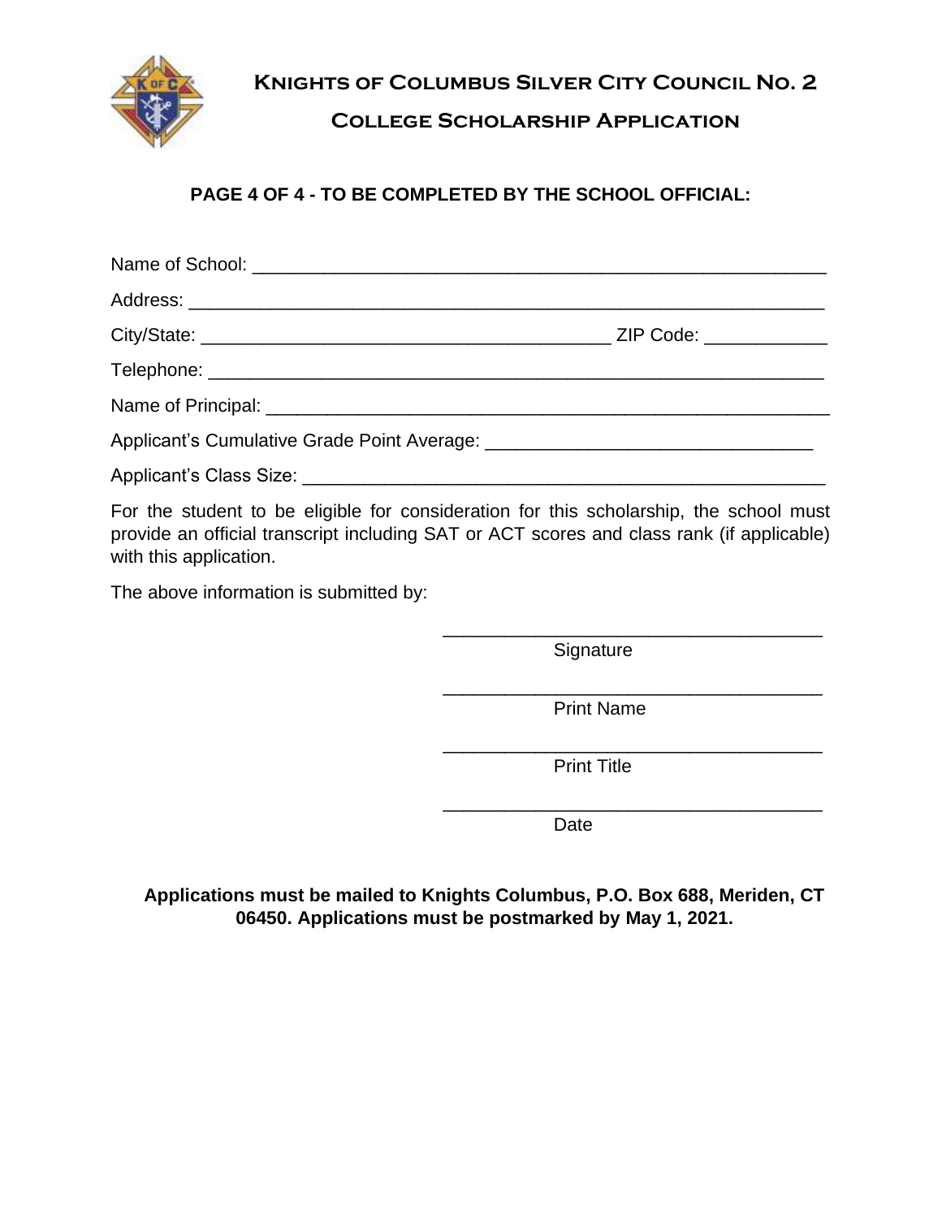# Knights of Columbus Silver City Council No. 2

## College Scholarship Application

**PAGE 4 OF 4 - TO BE COMPLETED BY THE SCHOOL OFFICIAL:**

Name of School: ____________________________________________________________

Address: ________________________________________________________________

City/State: ___________________________________________ ZIP Code: ____________

Telephone: _______________________________________________________________

Name of Principal: _________________________________________________________

Applicant's Cumulative Grade Point Average: _________________________________

Applicant's Class Size: _____________________________________________________

For the student to be eligible for consideration for this scholarship, the school must provide an official transcript including SAT or ACT scores and class rank (if applicable) with this application.

The above information is submitted by:

_____________________________________
Signature

_____________________________________
Print Name

_____________________________________
Print Title

_____________________________________
Date

**Applications must be mailed to Knights Columbus, P.O. Box 688, Meriden, CT 06450. Applications must be postmarked by May 1, 2021.**